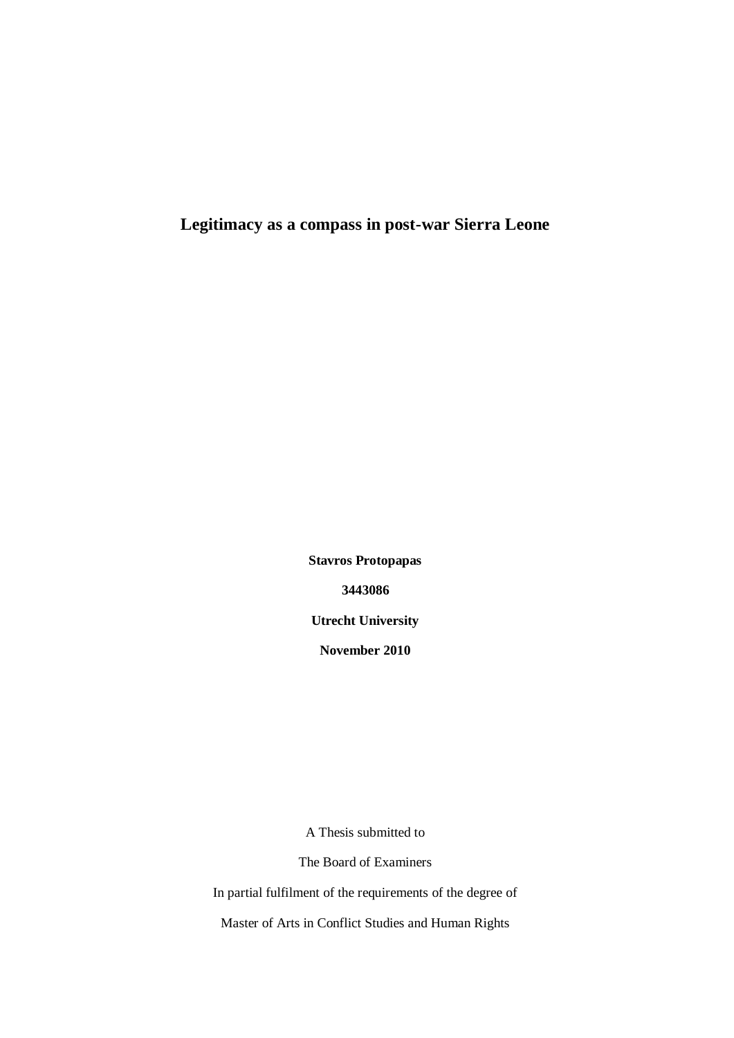# Legitimacy as a compass in post-war Sierra Leone

**Stavros Protopapas**

**3443086**

**Utrecht University**

**November 2010**

A Thesis submitted to

The Board of Examiners

In partial fulfilment of the requirements of the degree of

Master of Arts in Conflict Studies and Human Rights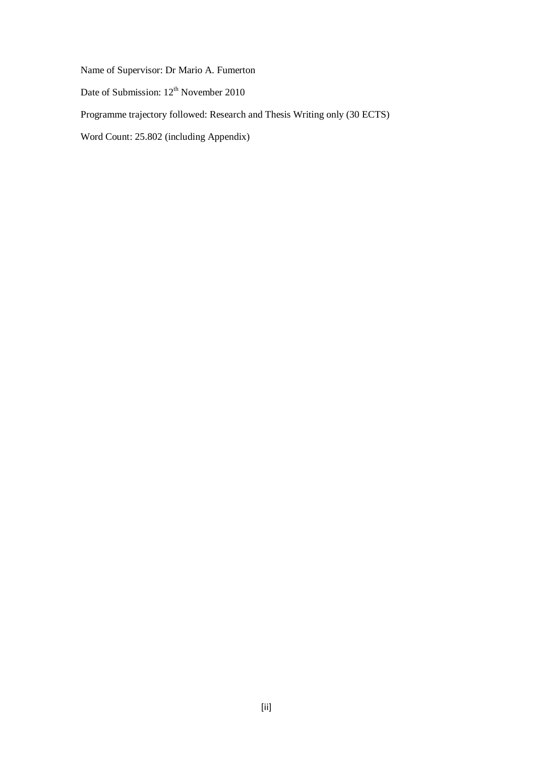Name of Supervisor: Dr Mario A. Fumerton

Date of Submission: 12th November 2010

Programme trajectory followed: Research and Thesis Writing only (30 ECTS)

Word Count: 25.802 (including Appendix)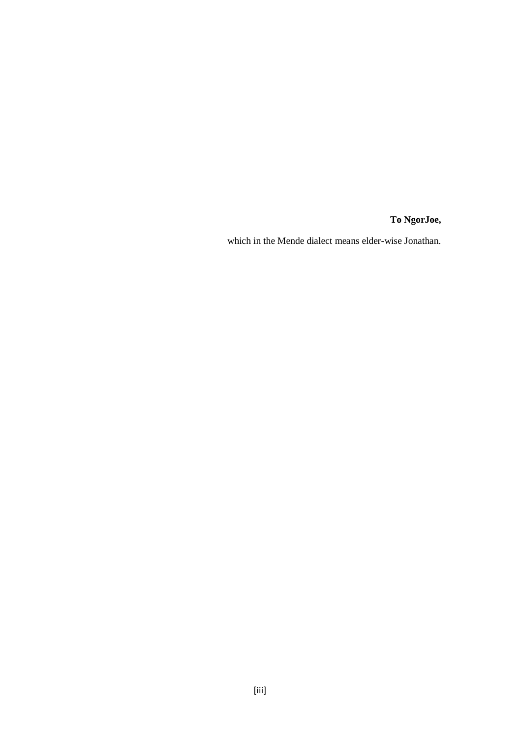**To NgorJoe,**

which in the Mende dialect means elder-wise Jonathan.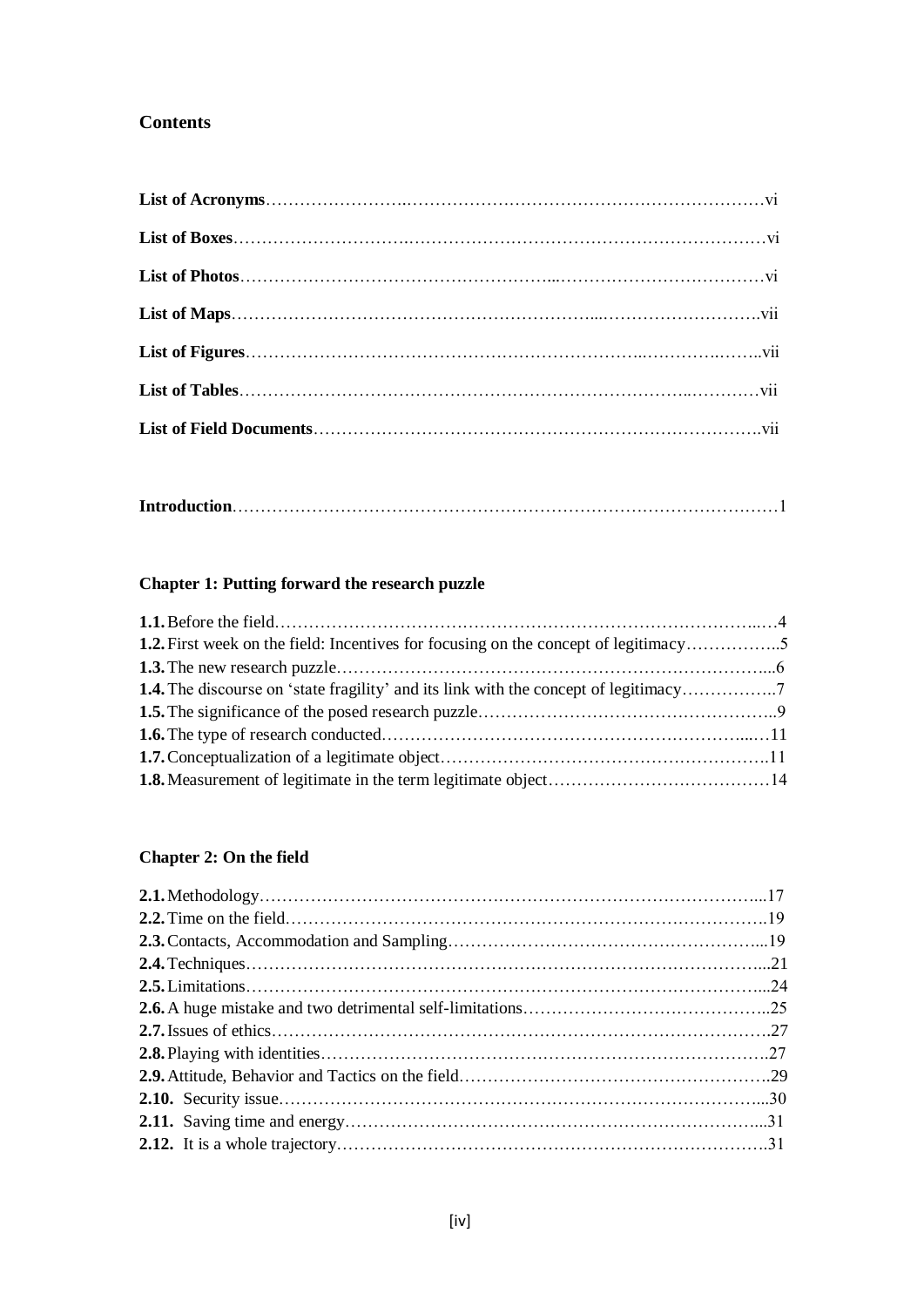## Contents

**List of Acronyms**……………………………………………………………………………vi

**List of Boxes**…………………………………………………………………………………vi

**List of Photos**………………………………………………………………………………vi

**List of Maps**…………………………………………………………………………………vii

**List of Figures**………………………………………………………………………………vii

**List of Tables**………………………………………………………………………………vii

**List of Field Documents**……………………………………………………………………vii

**Introduction**…………………………………………………………………………………1

### Chapter 1: Putting forward the research puzzle

**1.1.** Before the field……………………………………………………………………………4
**1.2.** First week on the field: Incentives for focusing on the concept of legitimacy……………..5
**1.3.** The new research puzzle…………………………………………………………………...6
**1.4.** The discourse on 'state fragility' and its link with the concept of legitimacy……………..7
**1.5.** The significance of the posed research puzzle……………………………………………..9
**1.6.** The type of research conducted……………………………………………………………11
**1.7.** Conceptualization of a legitimate object…………………………………………………….11
**1.8.** Measurement of legitimate in the term legitimate object…………………………………14

### Chapter 2: On the field

**2.1.** Methodology………………………………………………………………………………...17
**2.2.** Time on the field…………………………………………………………………………….19
**2.3.** Contacts, Accommodation and Sampling…………………………………………………...19
**2.4.** Techniques…………………………………………………………………………………...21
**2.5.** Limitations…………………………………………………………………………………...24
**2.6.** A huge mistake and two detrimental self-limitations……………………………………..25
**2.7.** Issues of ethics……………………………………………………………………………….27
**2.8.** Playing with identities……………………………………………………………………….27
**2.9.** Attitude, Behavior and Tactics on the field………………………………………………….29
**2.10.** Security issue………………………………………………………………………………...30
**2.11.** Saving time and energy……………………………………………………………………...31
**2.12.** It is a whole trajectory……………………………………………………………………….31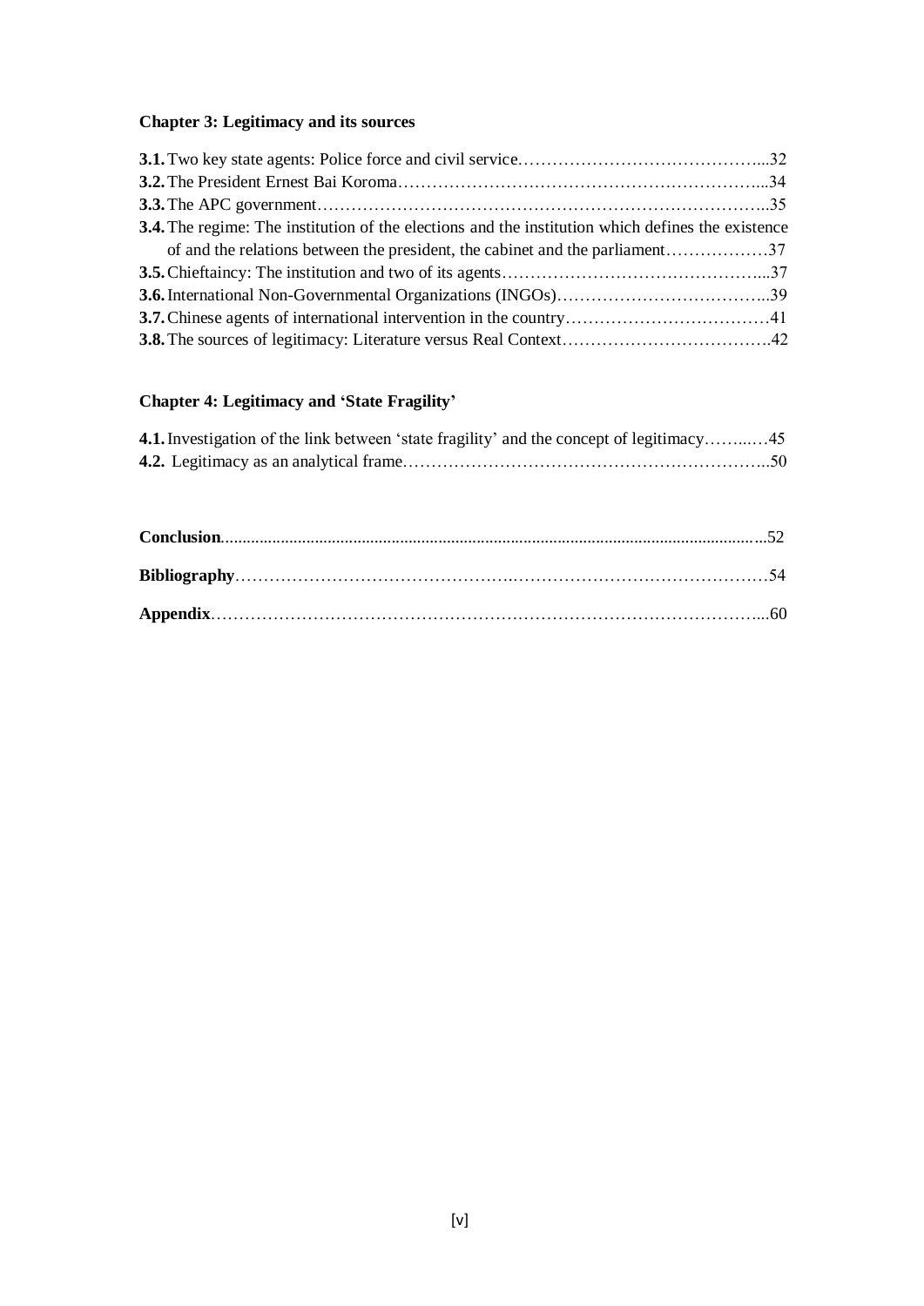**Chapter 3: Legitimacy and its sources**

**3.1.** Two key state agents: Police force and civil service……………………………………...32
**3.2.** The President Ernest Bai Koroma………………………………………………………...34
**3.3.** The APC government……………………………………………………………………..35
**3.4.** The regime: The institution of the elections and the institution which defines the existence of and the relations between the president, the cabinet and the parliament………………37
**3.5.** Chieftaincy: The institution and two of its agents………………………………………...37
**3.6.** International Non-Governmental Organizations (INGOs)………………………………..39
**3.7.** Chinese agents of international intervention in the country………………………………41
**3.8.** The sources of legitimacy: Literature versus Real Context……………………………….42

**Chapter 4: Legitimacy and 'State Fragility'**

**4.1.** Investigation of the link between 'state fragility' and the concept of legitimacy……..…45
**4.2.** Legitimacy as an analytical frame………………………………………………………..50

**Conclusion**……………………………………………………………………………………52

**Bibliography**…………………………………………………………………………………54

**Appendix**……………………………………………………………………………………...60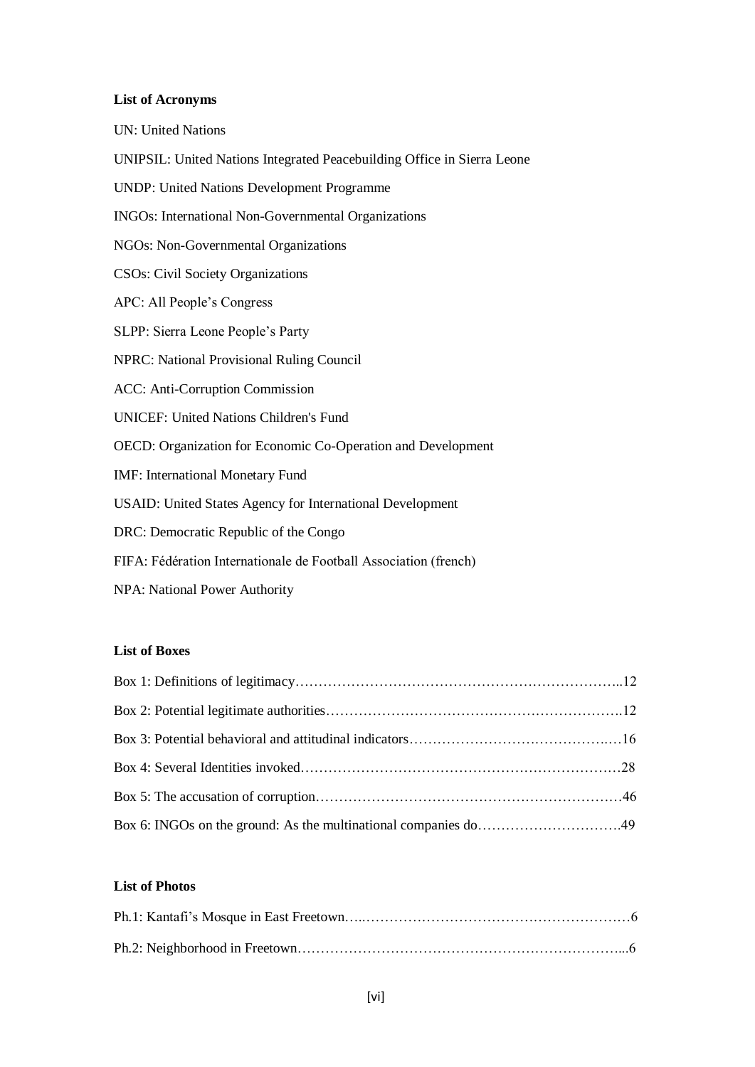### List of Acronyms

UN: United Nations

UNIPSIL: United Nations Integrated Peacebuilding Office in Sierra Leone

UNDP: United Nations Development Programme

INGOs: International Non-Governmental Organizations

NGOs: Non-Governmental Organizations

CSOs: Civil Society Organizations

APC: All People's Congress

SLPP: Sierra Leone People's Party

NPRC: National Provisional Ruling Council

ACC: Anti-Corruption Commission

UNICEF: United Nations Children's Fund

OECD: Organization for Economic Co-Operation and Development

IMF: International Monetary Fund

USAID: United States Agency for International Development

DRC: Democratic Republic of the Congo

FIFA: Fédération Internationale de Football Association (french)

NPA: National Power Authority

### List of Boxes

Box 1: Definitions of legitimacy……………………………………………………………..12

Box 2: Potential legitimate authorities……………………………………………………….12

Box 3: Potential behavioral and attitudinal indicators………………………………….…16

Box 4: Several Identities invoked……………………………………………………………28

Box 5: The accusation of corruption…………………………………………………………46

Box 6: INGOs on the ground: As the multinational companies do………………………….49

### List of Photos

Ph.1: Kantafi's Mosque in East Freetown…..…………………………………………………6

Ph.2: Neighborhood in Freetown……………………………………………………………...6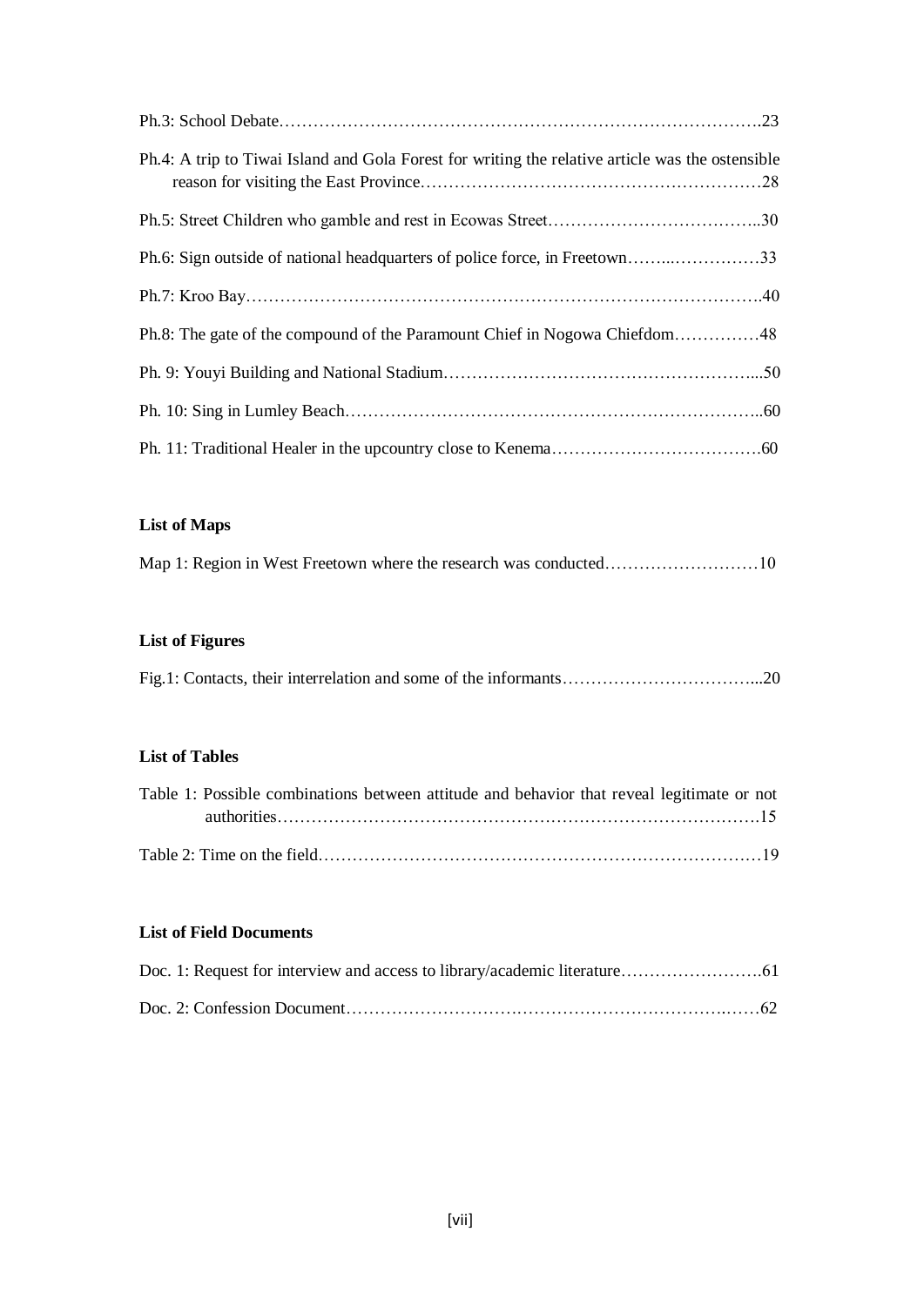Ph.3: School Debate……………………………………………………………………………….23

Ph.4: A trip to Tiwai Island and Gola Forest for writing the relative article was the ostensible reason for visiting the East Province……………………………………………………28

Ph.5: Street Children who gamble and rest in Ecowas Street………………………………..30

Ph.6: Sign outside of national headquarters of police force, in Freetown……..……………33

Ph.7: Kroo Bay…………………………………………………………………………….40

Ph.8: The gate of the compound of the Paramount Chief in Nogowa Chiefdom……………48

Ph. 9: Youyi Building and National Stadium………………………………………………...50

Ph. 10: Sing in Lumley Beach……………………………………………………………..60

Ph. 11: Traditional Healer in the upcountry close to Kenema……………………………….60

### List of Maps

Map 1: Region in West Freetown where the research was conducted………………………10

### List of Figures

Fig.1: Contacts, their interrelation and some of the informants……………………………...20

### List of Tables

Table 1: Possible combinations between attitude and behavior that reveal legitimate or not authorities……………………………………………………………………………….15

Table 2: Time on the field…………………………………………………………………19

### List of Field Documents

Doc. 1: Request for interview and access to library/academic literature…………………….61

Doc. 2: Confession Document……………………………………………………………62